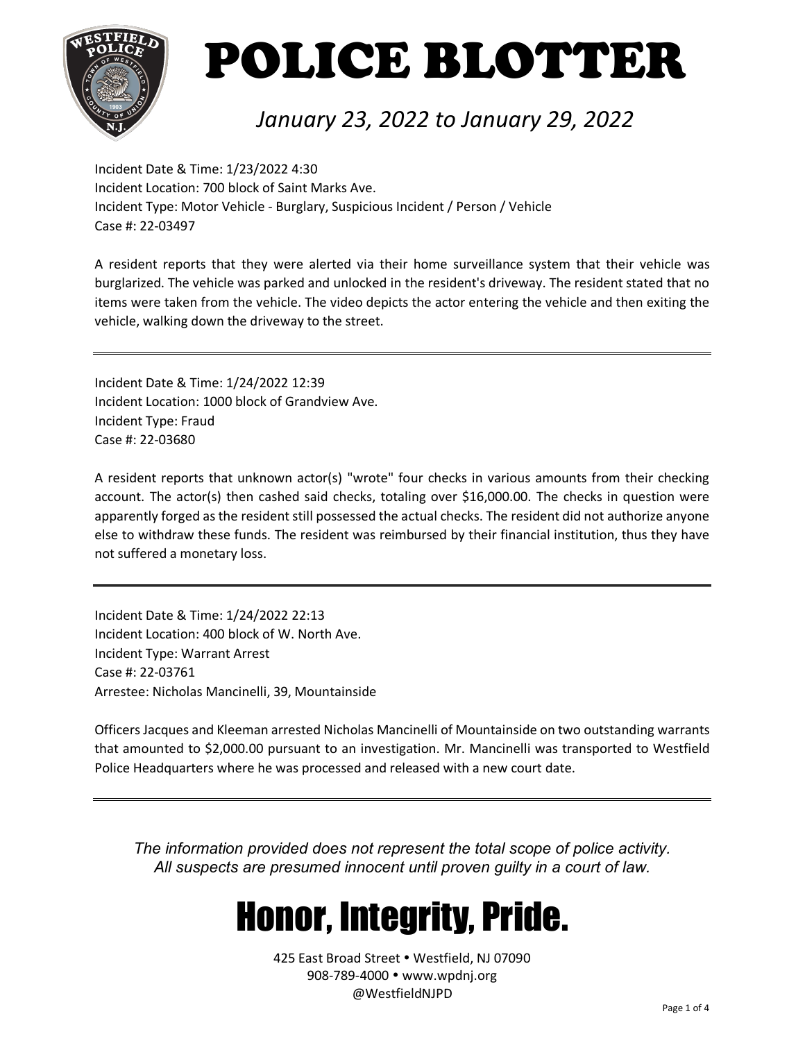# POLICE BLOTTER

*January 23, 2022 to January 29, 2022*

Incident Date & Time: 1/23/2022 4:30
Incident Location: 700 block of Saint Marks Ave.
Incident Type: Motor Vehicle - Burglary, Suspicious Incident / Person / Vehicle
Case #: 22-03497

A resident reports that they were alerted via their home surveillance system that their vehicle was burglarized. The vehicle was parked and unlocked in the resident's driveway. The resident stated that no items were taken from the vehicle. The video depicts the actor entering the vehicle and then exiting the vehicle, walking down the driveway to the street.

---

Incident Date & Time: 1/24/2022 12:39
Incident Location: 1000 block of Grandview Ave.
Incident Type: Fraud
Case #: 22-03680

A resident reports that unknown actor(s) "wrote" four checks in various amounts from their checking account. The actor(s) then cashed said checks, totaling over $16,000.00. The checks in question were apparently forged as the resident still possessed the actual checks. The resident did not authorize anyone else to withdraw these funds. The resident was reimbursed by their financial institution, thus they have not suffered a monetary loss.

---

Incident Date & Time: 1/24/2022 22:13
Incident Location: 400 block of W. North Ave.
Incident Type: Warrant Arrest
Case #: 22-03761
Arrestee: Nicholas Mancinelli, 39, Mountainside

Officers Jacques and Kleeman arrested Nicholas Mancinelli of Mountainside on two outstanding warrants that amounted to $2,000.00 pursuant to an investigation. Mr. Mancinelli was transported to Westfield Police Headquarters where he was processed and released with a new court date.

---

*The information provided does not represent the total scope of police activity.*
*All suspects are presumed innocent until proven guilty in a court of law.*

## Honor, Integrity, Pride.

425 East Broad Street • Westfield, NJ 07090
908-789-4000 • www.wpdnj.org
@WestfieldNJPD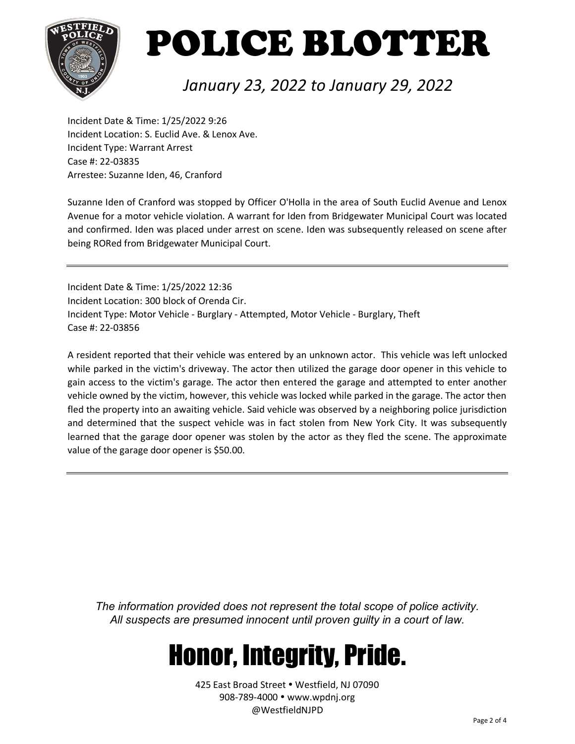# POLICE BLOTTER

*January 23, 2022 to January 29, 2022*

Incident Date & Time: 1/25/2022 9:26
Incident Location: S. Euclid Ave. & Lenox Ave.
Incident Type: Warrant Arrest
Case #: 22-03835
Arrestee: Suzanne Iden, 46, Cranford

Suzanne Iden of Cranford was stopped by Officer O'Holla in the area of South Euclid Avenue and Lenox Avenue for a motor vehicle violation. A warrant for Iden from Bridgewater Municipal Court was located and confirmed. Iden was placed under arrest on scene. Iden was subsequently released on scene after being RORed from Bridgewater Municipal Court.

---

Incident Date & Time: 1/25/2022 12:36
Incident Location: 300 block of Orenda Cir.
Incident Type: Motor Vehicle - Burglary - Attempted, Motor Vehicle - Burglary, Theft
Case #: 22-03856

A resident reported that their vehicle was entered by an unknown actor. This vehicle was left unlocked while parked in the victim's driveway. The actor then utilized the garage door opener in this vehicle to gain access to the victim's garage. The actor then entered the garage and attempted to enter another vehicle owned by the victim, however, this vehicle was locked while parked in the garage. The actor then fled the property into an awaiting vehicle. Said vehicle was observed by a neighboring police jurisdiction and determined that the suspect vehicle was in fact stolen from New York City. It was subsequently learned that the garage door opener was stolen by the actor as they fled the scene. The approximate value of the garage door opener is $50.00.

---

*The information provided does not represent the total scope of police activity.*
*All suspects are presumed innocent until proven guilty in a court of law.*

# Honor, Integrity, Pride.

425 East Broad Street • Westfield, NJ 07090
908-789-4000 • www.wpdnj.org
@WestfieldNJPD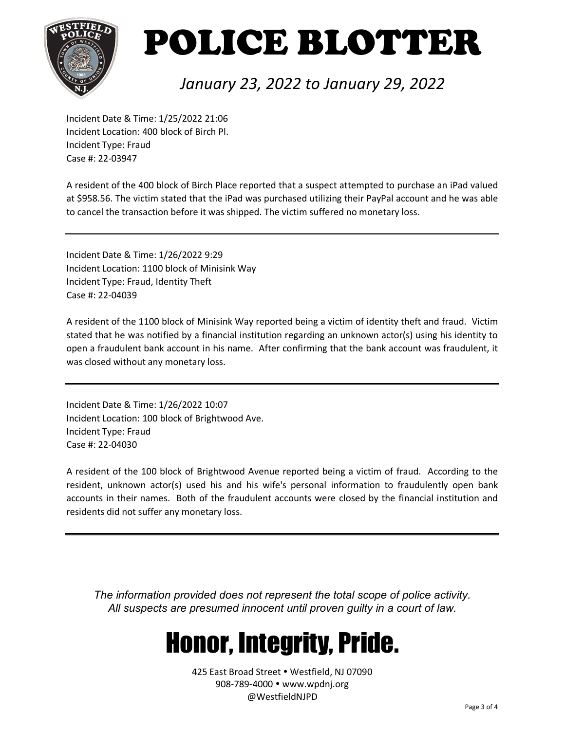# POLICE BLOTTER

*January 23, 2022 to January 29, 2022*

Incident Date & Time: 1/25/2022 21:06
Incident Location: 400 block of Birch Pl.
Incident Type: Fraud
Case #: 22-03947

A resident of the 400 block of Birch Place reported that a suspect attempted to purchase an iPad valued at $958.56. The victim stated that the iPad was purchased utilizing their PayPal account and he was able to cancel the transaction before it was shipped. The victim suffered no monetary loss.

---

Incident Date & Time: 1/26/2022 9:29
Incident Location: 1100 block of Minisink Way
Incident Type: Fraud, Identity Theft
Case #: 22-04039

A resident of the 1100 block of Minisink Way reported being a victim of identity theft and fraud. Victim stated that he was notified by a financial institution regarding an unknown actor(s) using his identity to open a fraudulent bank account in his name. After confirming that the bank account was fraudulent, it was closed without any monetary loss.

---

Incident Date & Time: 1/26/2022 10:07
Incident Location: 100 block of Brightwood Ave.
Incident Type: Fraud
Case #: 22-04030

A resident of the 100 block of Brightwood Avenue reported being a victim of fraud. According to the resident, unknown actor(s) used his and his wife's personal information to fraudulently open bank accounts in their names. Both of the fraudulent accounts were closed by the financial institution and residents did not suffer any monetary loss.

---

*The information provided does not represent the total scope of police activity.*
*All suspects are presumed innocent until proven guilty in a court of law.*

# Honor, Integrity, Pride.

425 East Broad Street • Westfield, NJ 07090
908-789-4000 • www.wpdnj.org
@WestfieldNJPD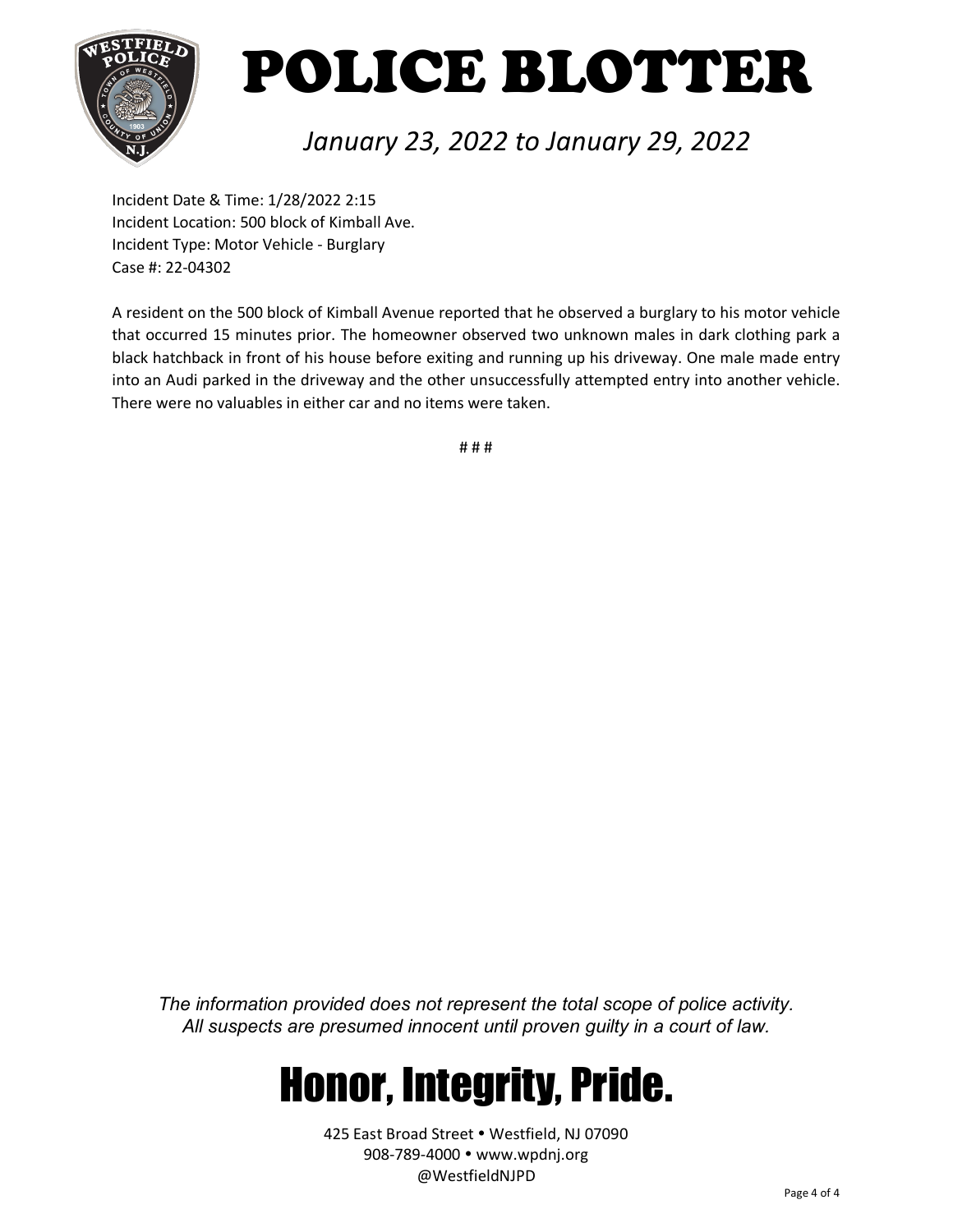# POLICE BLOTTER

*January 23, 2022 to January 29, 2022*

Incident Date & Time: 1/28/2022 2:15
Incident Location: 500 block of Kimball Ave.
Incident Type: Motor Vehicle - Burglary
Case #: 22-04302

A resident on the 500 block of Kimball Avenue reported that he observed a burglary to his motor vehicle that occurred 15 minutes prior. The homeowner observed two unknown males in dark clothing park a black hatchback in front of his house before exiting and running up his driveway. One male made entry into an Audi parked in the driveway and the other unsuccessfully attempted entry into another vehicle. There were no valuables in either car and no items were taken.

# # #

*The information provided does not represent the total scope of police activity.*
*All suspects are presumed innocent until proven guilty in a court of law.*

## Honor, Integrity, Pride.

425 East Broad Street • Westfield, NJ 07090
908-789-4000 • www.wpdnj.org
@WestfieldNJPD